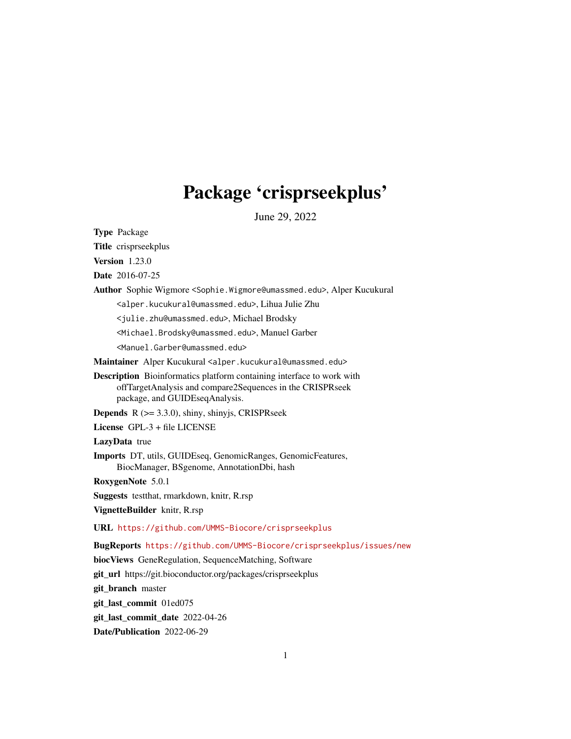# Package 'crisprseekplus'

June 29, 2022

**Type** Package

**Title** crisprseekplus

**Version** 1.23.0

**Date** 2016-07-25

**Author** Sophie Wigmore <Sophie.Wigmore@umassmed.edu>, Alper Kucukural <alper.kucukural@umassmed.edu>, Lihua Julie Zhu <julie.zhu@umassmed.edu>, Michael Brodsky <Michael.Brodsky@umassmed.edu>, Manuel Garber <Manuel.Garber@umassmed.edu>

**Maintainer** Alper Kucukural <alper.kucukural@umassmed.edu>

**Description** Bioinformatics platform containing interface to work with offTargetAnalysis and compare2Sequences in the CRISPRseek package, and GUIDEseqAnalysis.

**Depends** R (>= 3.3.0), shiny, shinyjs, CRISPRseek

**License** GPL-3 + file LICENSE

**LazyData** true

**Imports** DT, utils, GUIDEseq, GenomicRanges, GenomicFeatures, BiocManager, BSgenome, AnnotationDbi, hash

**RoxygenNote** 5.0.1

**Suggests** testthat, rmarkdown, knitr, R.rsp

**VignetteBuilder** knitr, R.rsp

**URL** https://github.com/UMMS-Biocore/crisprseekplus

**BugReports** https://github.com/UMMS-Biocore/crisprseekplus/issues/new

**biocViews** GeneRegulation, SequenceMatching, Software

**git_url** https://git.bioconductor.org/packages/crisprseekplus

**git_branch** master

**git_last_commit** 01ed075

**git_last_commit_date** 2022-04-26

**Date/Publication** 2022-06-29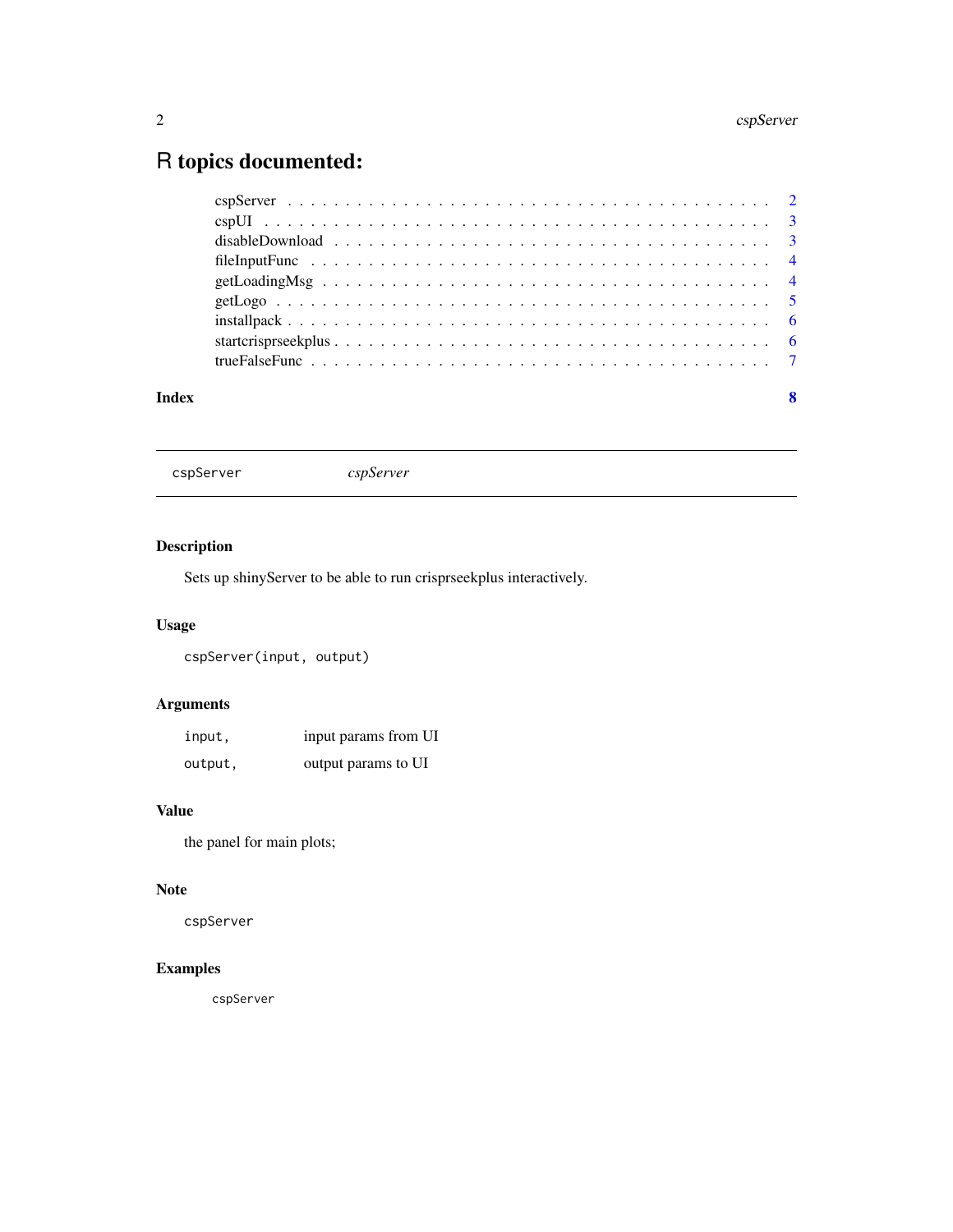# R topics documented:

cspServer . . . . . . . . . . . . . . . . . . . . . . . . . . . . . . . . . . . . . . . . . 2
cspUI . . . . . . . . . . . . . . . . . . . . . . . . . . . . . . . . . . . . . . . . . . . 3
disableDownload . . . . . . . . . . . . . . . . . . . . . . . . . . . . . . . . . . . . . 3
fileInputFunc . . . . . . . . . . . . . . . . . . . . . . . . . . . . . . . . . . . . . . 4
getLoadingMsg . . . . . . . . . . . . . . . . . . . . . . . . . . . . . . . . . . . . . . 4
getLogo . . . . . . . . . . . . . . . . . . . . . . . . . . . . . . . . . . . . . . . . . 5
installpack . . . . . . . . . . . . . . . . . . . . . . . . . . . . . . . . . . . . . . . 6
startcrisprseekplus . . . . . . . . . . . . . . . . . . . . . . . . . . . . . . . . . . . 6
trueFalseFunc . . . . . . . . . . . . . . . . . . . . . . . . . . . . . . . . . . . . . . 7

**Index** **8**

---

`cspServer` *cspServer*

---

### Description

Sets up shinyServer to be able to run crisprseekplus interactively.

### Usage

```
cspServer(input, output)
```

### Arguments

| | |
|---|---|
| `input,` | input params from UI |
| `output,` | output params to UI |

### Value

the panel for main plots;

### Note

`cspServer`

### Examples

```
cspServer
```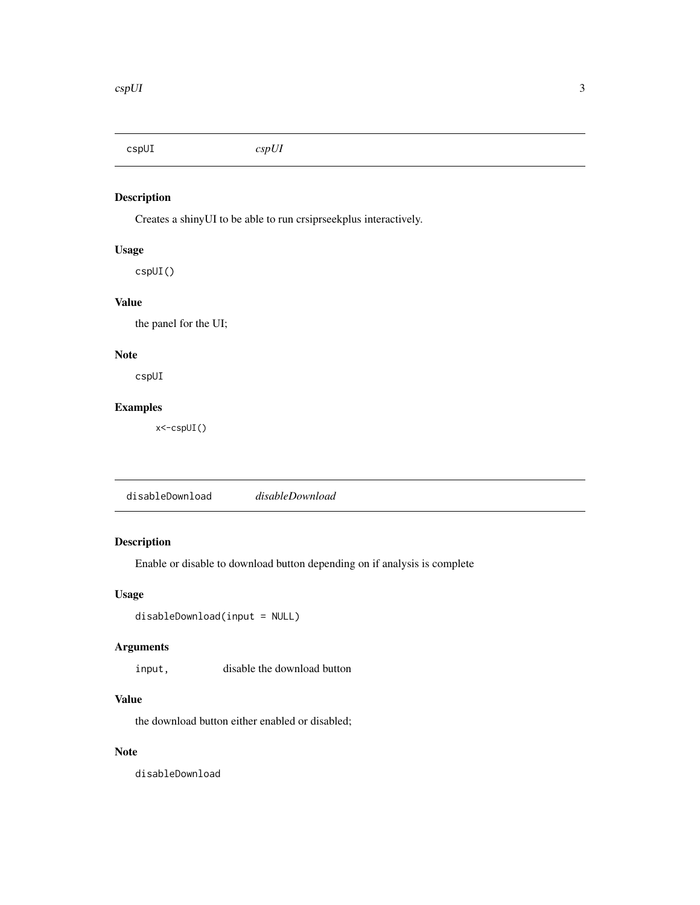## cspUI — *cspUI*

### Description

Creates a shinyUI to be able to run crsiprseekplus interactively.

### Usage

```
cspUI()
```

### Value

the panel for the UI;

### Note

cspUI

### Examples

```
x<-cspUI()
```

## disableDownload — *disableDownload*

### Description

Enable or disable to download button depending on if analysis is complete

### Usage

```
disableDownload(input = NULL)
```

### Arguments

| | |
|---|---|
| `input,` | disable the download button |

### Value

the download button either enabled or disabled;

### Note

disableDownload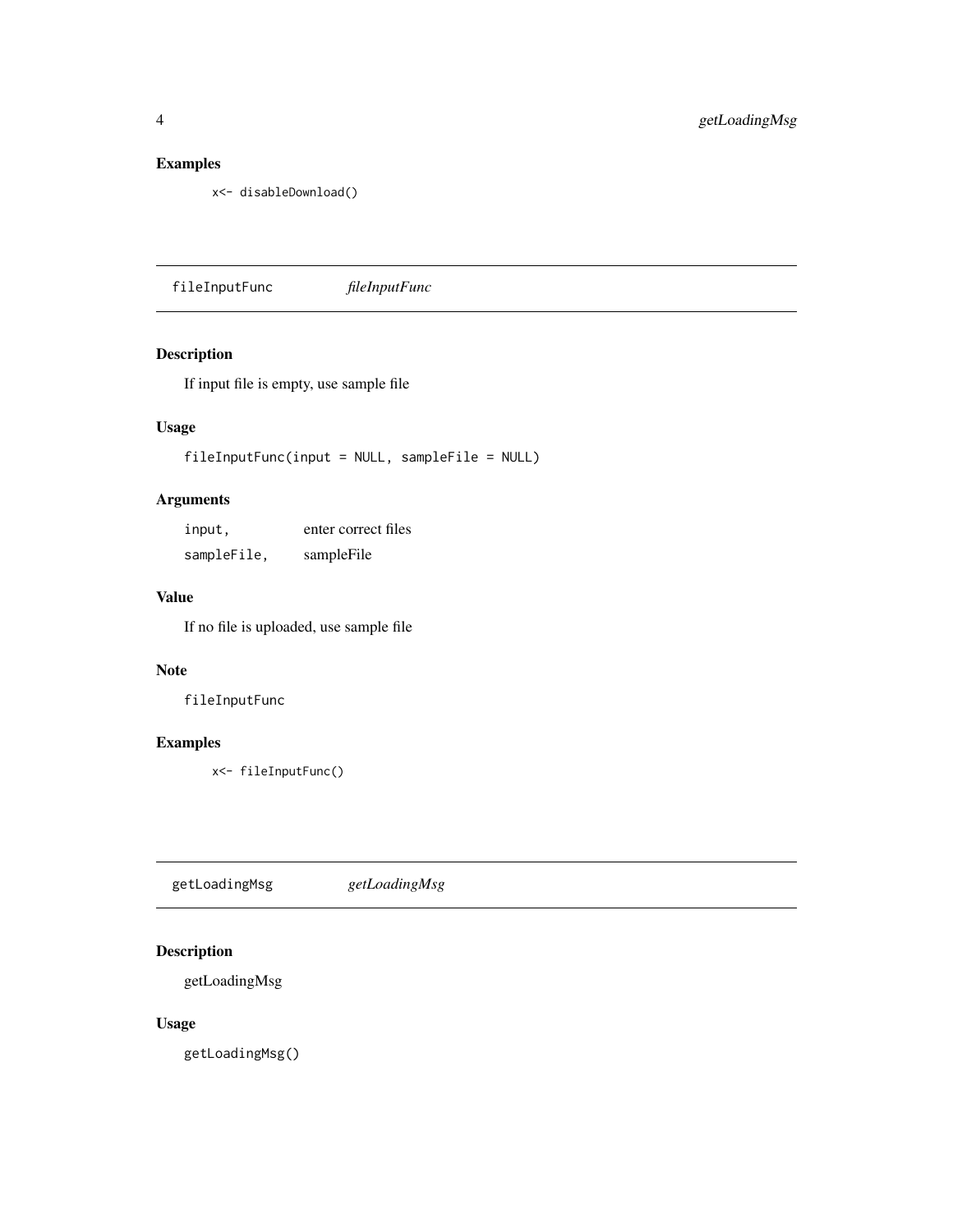### Examples

```
x<- disableDownload()
```

---

## fileInputFunc *fileInputFunc*

### Description

If input file is empty, use sample file

### Usage

```
fileInputFunc(input = NULL, sampleFile = NULL)
```

### Arguments

| | |
|---|---|
| `input,` | enter correct files |
| `sampleFile,` | sampleFile |

### Value

If no file is uploaded, use sample file

### Note

fileInputFunc

### Examples

```
x<- fileInputFunc()
```

---

## getLoadingMsg *getLoadingMsg*

### Description

getLoadingMsg

### Usage

```
getLoadingMsg()
```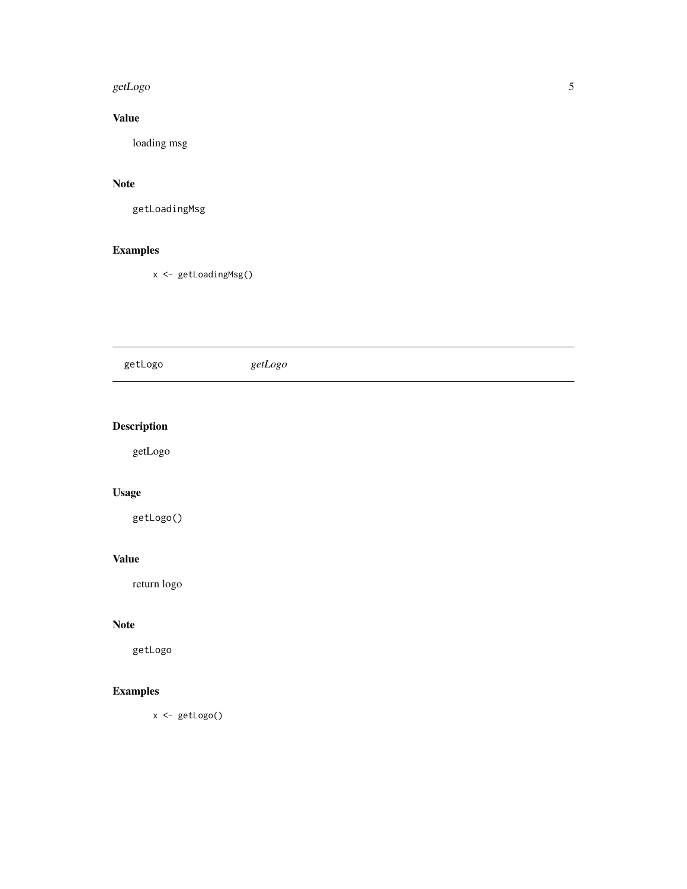### Value

loading msg

### Note

`getLoadingMsg`

### Examples

```
x <- getLoadingMsg()
```

---

## getLogo *getLogo*

---

### Description

getLogo

### Usage

```
getLogo()
```

### Value

return logo

### Note

`getLogo`

### Examples

```
x <- getLogo()
```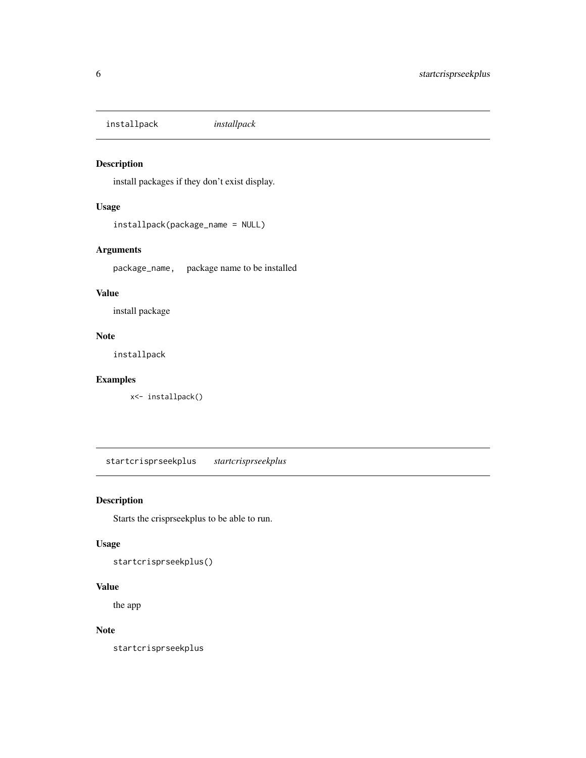## installpack *installpack*

### Description

install packages if they don't exist display.

### Usage

```
installpack(package_name = NULL)
```

### Arguments

`package_name,` package name to be installed

### Value

install package

### Note

installpack

### Examples

```
x<- installpack()
```

## startcrisprseekplus *startcrisprseekplus*

### Description

Starts the crisprseekplus to be able to run.

### Usage

```
startcrisprseekplus()
```

### Value

the app

### Note

startcrisprseekplus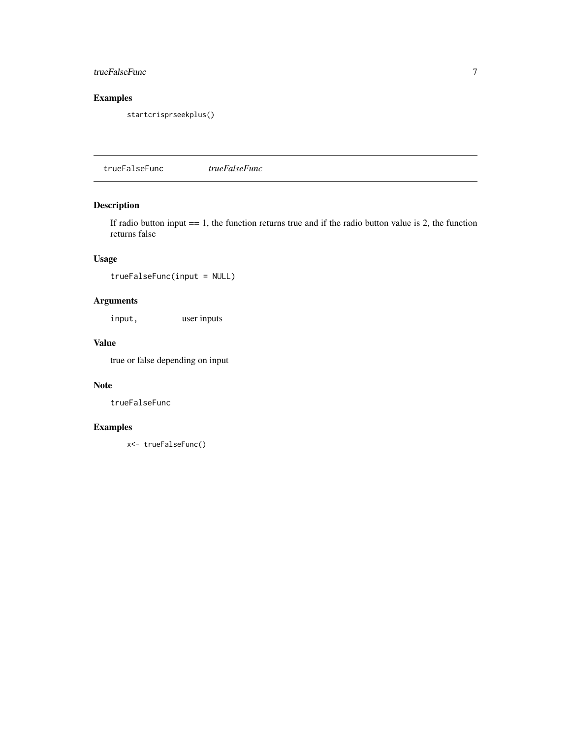### Examples

```
startcrisprseekplus()
```

---

## trueFalseFunc *trueFalseFunc*

### Description

If radio button input == 1, the function returns true and if the radio button value is 2, the function returns false

### Usage

```
trueFalseFunc(input = NULL)
```

### Arguments

| | |
|---|---|
| `input,` | user inputs |

### Value

true or false depending on input

### Note

trueFalseFunc

### Examples

```
x<- trueFalseFunc()
```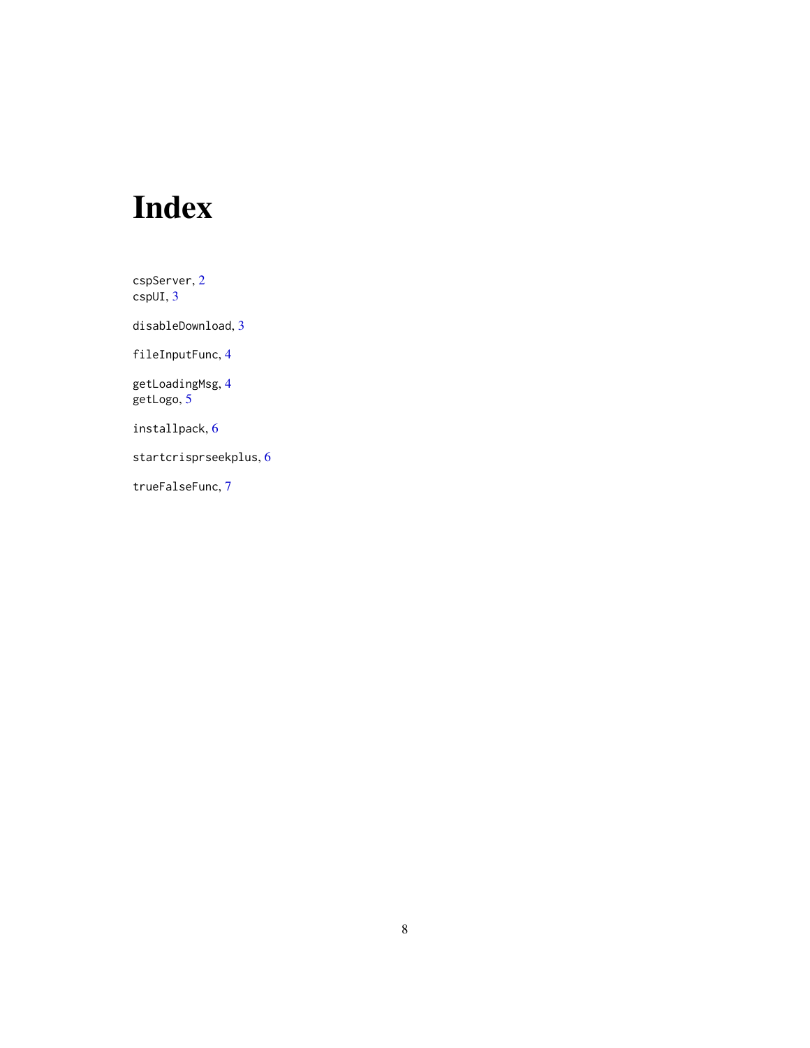# Index

cspServer, 2
cspUI, 3

disableDownload, 3

fileInputFunc, 4

getLoadingMsg, 4
getLogo, 5

installpack, 6

startcrisprseekplus, 6

trueFalseFunc, 7